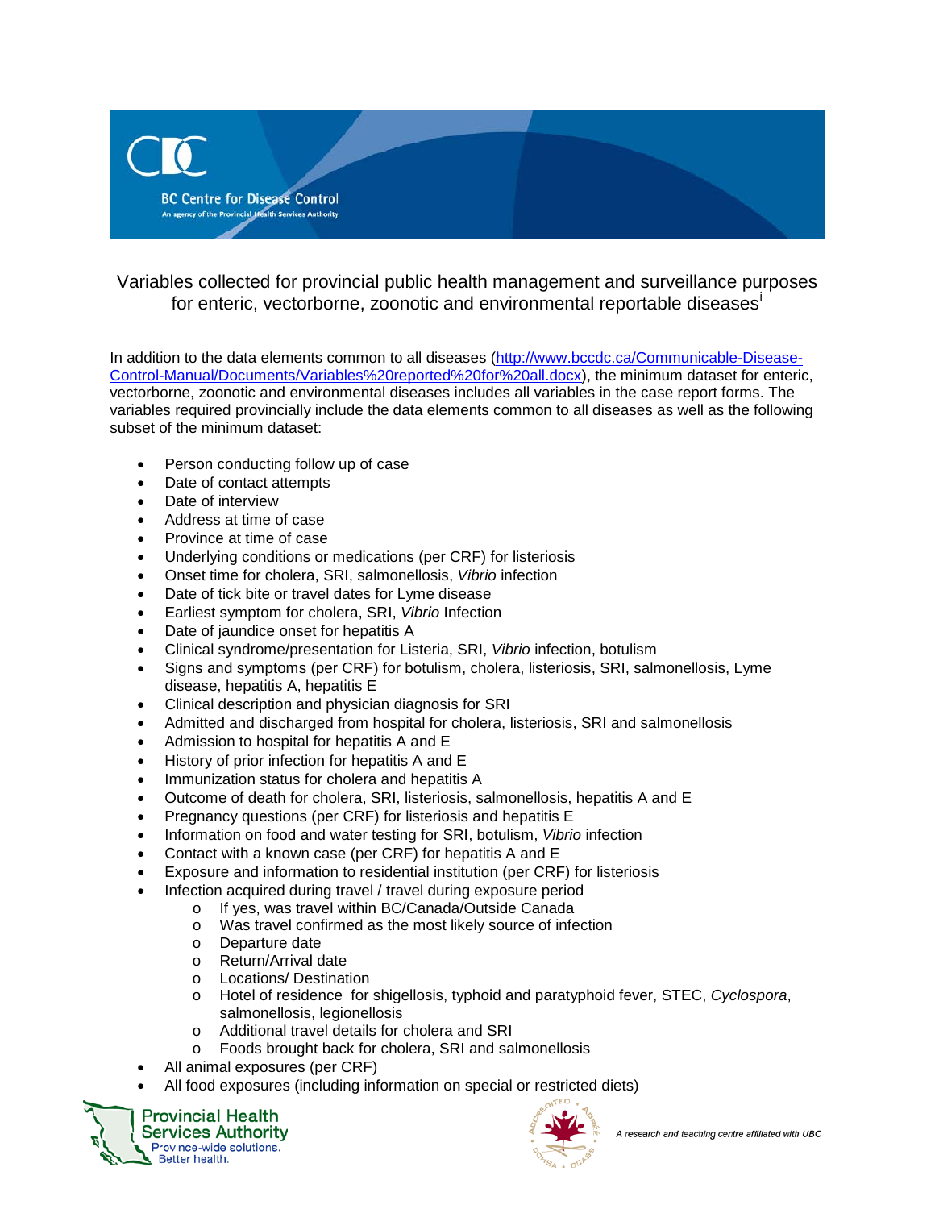BC Centre for Disease Control

An agency of the Provincial Health Services Authority

# Variables collected for provincial public health management and surveillance purposes for enteric, vectorborne, zoonotic and environmental reportable diseases[i]

In addition to the data elements common to all diseases (http://www.bccdc.ca/Communicable-Disease-Control-Manual/Documents/Variables%20reported%20for%20all.docx), the minimum dataset for enteric, vectorborne, zoonotic and environmental diseases includes all variables in the case report forms. The variables required provincially include the data elements common to all diseases as well as the following subset of the minimum dataset:

- Person conducting follow up of case
- Date of contact attempts
- Date of interview
- Address at time of case
- Province at time of case
- Underlying conditions or medications (per CRF) for listeriosis
- Onset time for cholera, SRI, salmonellosis, *Vibrio* infection
- Date of tick bite or travel dates for Lyme disease
- Earliest symptom for cholera, SRI, *Vibrio* Infection
- Date of jaundice onset for hepatitis A
- Clinical syndrome/presentation for Listeria, SRI, *Vibrio* infection, botulism
- Signs and symptoms (per CRF) for botulism, cholera, listeriosis, SRI, salmonellosis, Lyme disease, hepatitis A, hepatitis E
- Clinical description and physician diagnosis for SRI
- Admitted and discharged from hospital for cholera, listeriosis, SRI and salmonellosis
- Admission to hospital for hepatitis A and E
- History of prior infection for hepatitis A and E
- Immunization status for cholera and hepatitis A
- Outcome of death for cholera, SRI, listeriosis, salmonellosis, hepatitis A and E
- Pregnancy questions (per CRF) for listeriosis and hepatitis E
- Information on food and water testing for SRI, botulism, *Vibrio* infection
- Contact with a known case (per CRF) for hepatitis A and E
- Exposure and information to residential institution (per CRF) for listeriosis
- Infection acquired during travel / travel during exposure period
  - If yes, was travel within BC/Canada/Outside Canada
  - Was travel confirmed as the most likely source of infection
  - Departure date
  - Return/Arrival date
  - Locations/ Destination
  - Hotel of residence for shigellosis, typhoid and paratyphoid fever, STEC, *Cyclospora*, salmonellosis, legionellosis
  - Additional travel details for cholera and SRI
  - Foods brought back for cholera, SRI and salmonellosis
- All animal exposures (per CRF)
- All food exposures (including information on special or restricted diets)

Provincial Health Services Authority
Province-wide solutions. Better health.

A research and teaching centre affiliated with UBC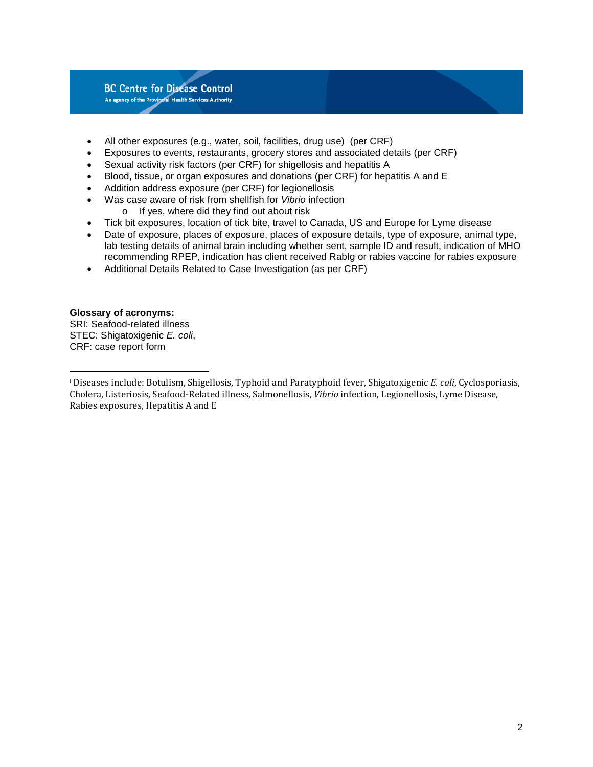- All other exposures (e.g., water, soil, facilities, drug use)  (per CRF)
- Exposures to events, restaurants, grocery stores and associated details (per CRF)
- Sexual activity risk factors (per CRF) for shigellosis and hepatitis A
- Blood, tissue, or organ exposures and donations (per CRF) for hepatitis A and E
- Addition address exposure (per CRF) for legionellosis
- Was case aware of risk from shellfish for *Vibrio* infection
  - If yes, where did they find out about risk
- Tick bit exposures, location of tick bite, travel to Canada, US and Europe for Lyme disease
- Date of exposure, places of exposure, places of exposure details, type of exposure, animal type, lab testing details of animal brain including whether sent, sample ID and result, indication of MHO recommending RPEP, indication has client received RabIg or rabies vaccine for rabies exposure
- Additional Details Related to Case Investigation (as per CRF)

**Glossary of acronyms:**
SRI: Seafood-related illness
STEC: Shigatoxigenic *E. coli*,
CRF: case report form

---

[i] Diseases include: Botulism, Shigellosis, Typhoid and Paratyphoid fever, Shigatoxigenic *E. coli*, Cyclosporiasis, Cholera, Listeriosis, Seafood-Related illness, Salmonellosis, *Vibrio* infection, Legionellosis, Lyme Disease, Rabies exposures, Hepatitis A and E